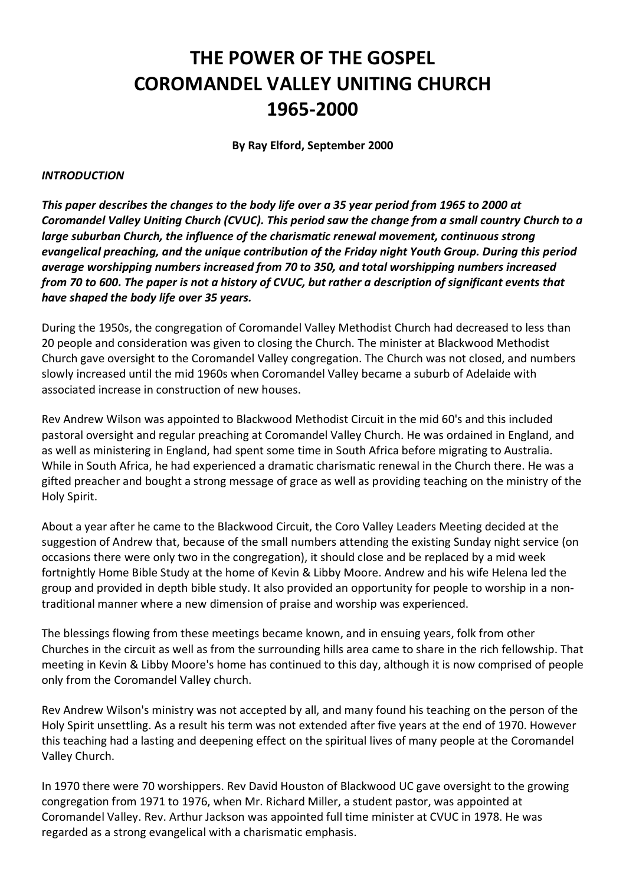# THE POWER OF THE GOSPEL
# COROMANDEL VALLEY UNITING CHURCH
# 1965-2000

**By Ray Elford, September 2000**

***INTRODUCTION***

***This paper describes the changes to the body life over a 35 year period from 1965 to 2000 at Coromandel Valley Uniting Church (CVUC). This period saw the change from a small country Church to a large suburban Church, the influence of the charismatic renewal movement, continuous strong evangelical preaching, and the unique contribution of the Friday night Youth Group. During this period average worshipping numbers increased from 70 to 350, and total worshipping numbers increased from 70 to 600. The paper is not a history of CVUC, but rather a description of significant events that have shaped the body life over 35 years.***

During the 1950s, the congregation of Coromandel Valley Methodist Church had decreased to less than 20 people and consideration was given to closing the Church. The minister at Blackwood Methodist Church gave oversight to the Coromandel Valley congregation. The Church was not closed, and numbers slowly increased until the mid 1960s when Coromandel Valley became a suburb of Adelaide with associated increase in construction of new houses.

Rev Andrew Wilson was appointed to Blackwood Methodist Circuit in the mid 60's and this included pastoral oversight and regular preaching at Coromandel Valley Church. He was ordained in England, and as well as ministering in England, had spent some time in South Africa before migrating to Australia. While in South Africa, he had experienced a dramatic charismatic renewal in the Church there. He was a gifted preacher and bought a strong message of grace as well as providing teaching on the ministry of the Holy Spirit.

About a year after he came to the Blackwood Circuit, the Coro Valley Leaders Meeting decided at the suggestion of Andrew that, because of the small numbers attending the existing Sunday night service (on occasions there were only two in the congregation), it should close and be replaced by a mid week fortnightly Home Bible Study at the home of Kevin & Libby Moore. Andrew and his wife Helena led the group and provided in depth bible study. It also provided an opportunity for people to worship in a non-traditional manner where a new dimension of praise and worship was experienced.

The blessings flowing from these meetings became known, and in ensuing years, folk from other Churches in the circuit as well as from the surrounding hills area came to share in the rich fellowship. That meeting in Kevin & Libby Moore's home has continued to this day, although it is now comprised of people only from the Coromandel Valley church.

Rev Andrew Wilson's ministry was not accepted by all, and many found his teaching on the person of the Holy Spirit unsettling. As a result his term was not extended after five years at the end of 1970. However this teaching had a lasting and deepening effect on the spiritual lives of many people at the Coromandel Valley Church.

In 1970 there were 70 worshippers. Rev David Houston of Blackwood UC gave oversight to the growing congregation from 1971 to 1976, when Mr. Richard Miller, a student pastor, was appointed at Coromandel Valley. Rev. Arthur Jackson was appointed full time minister at CVUC in 1978. He was regarded as a strong evangelical with a charismatic emphasis.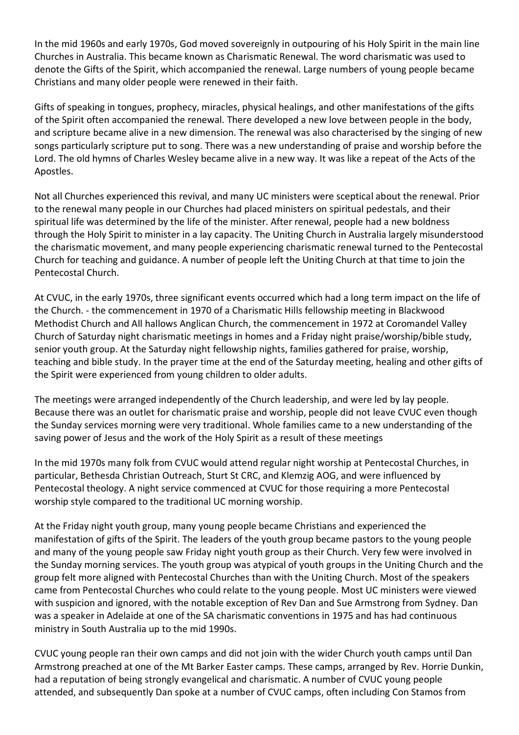In the mid 1960s and early 1970s, God moved sovereignly in outpouring of his Holy Spirit in the main line Churches in Australia. This became known as Charismatic Renewal. The word charismatic was used to denote the Gifts of the Spirit, which accompanied the renewal. Large numbers of young people became Christians and many older people were renewed in their faith.

Gifts of speaking in tongues, prophecy, miracles, physical healings, and other manifestations of the gifts of the Spirit often accompanied the renewal. There developed a new love between people in the body, and scripture became alive in a new dimension. The renewal was also characterised by the singing of new songs particularly scripture put to song. There was a new understanding of praise and worship before the Lord. The old hymns of Charles Wesley became alive in a new way. It was like a repeat of the Acts of the Apostles.

Not all Churches experienced this revival, and many UC ministers were sceptical about the renewal. Prior to the renewal many people in our Churches had placed ministers on spiritual pedestals, and their spiritual life was determined by the life of the minister. After renewal, people had a new boldness through the Holy Spirit to minister in a lay capacity. The Uniting Church in Australia largely misunderstood the charismatic movement, and many people experiencing charismatic renewal turned to the Pentecostal Church for teaching and guidance. A number of people left the Uniting Church at that time to join the Pentecostal Church.

At CVUC, in the early 1970s, three significant events occurred which had a long term impact on the life of the Church. - the commencement in 1970 of a Charismatic Hills fellowship meeting in Blackwood Methodist Church and All hallows Anglican Church, the commencement in 1972 at Coromandel Valley Church of Saturday night charismatic meetings in homes and a Friday night praise/worship/bible study, senior youth group. At the Saturday night fellowship nights, families gathered for praise, worship, teaching and bible study. In the prayer time at the end of the Saturday meeting, healing and other gifts of the Spirit were experienced from young children to older adults.

The meetings were arranged independently of the Church leadership, and were led by lay people. Because there was an outlet for charismatic praise and worship, people did not leave CVUC even though the Sunday services morning were very traditional. Whole families came to a new understanding of the saving power of Jesus and the work of the Holy Spirit as a result of these meetings

In the mid 1970s many folk from CVUC would attend regular night worship at Pentecostal Churches, in particular, Bethesda Christian Outreach, Sturt St CRC, and Klemzig AOG, and were influenced by Pentecostal theology. A night service commenced at CVUC for those requiring a more Pentecostal worship style compared to the traditional UC morning worship.

At the Friday night youth group, many young people became Christians and experienced the manifestation of gifts of the Spirit. The leaders of the youth group became pastors to the young people and many of the young people saw Friday night youth group as their Church. Very few were involved in the Sunday morning services. The youth group was atypical of youth groups in the Uniting Church and the group felt more aligned with Pentecostal Churches than with the Uniting Church. Most of the speakers came from Pentecostal Churches who could relate to the young people. Most UC ministers were viewed with suspicion and ignored, with the notable exception of Rev Dan and Sue Armstrong from Sydney. Dan was a speaker in Adelaide at one of the SA charismatic conventions in 1975 and has had continuous ministry in South Australia up to the mid 1990s.

CVUC young people ran their own camps and did not join with the wider Church youth camps until Dan Armstrong preached at one of the Mt Barker Easter camps. These camps, arranged by Rev. Horrie Dunkin, had a reputation of being strongly evangelical and charismatic. A number of CVUC young people attended, and subsequently Dan spoke at a number of CVUC camps, often including Con Stamos from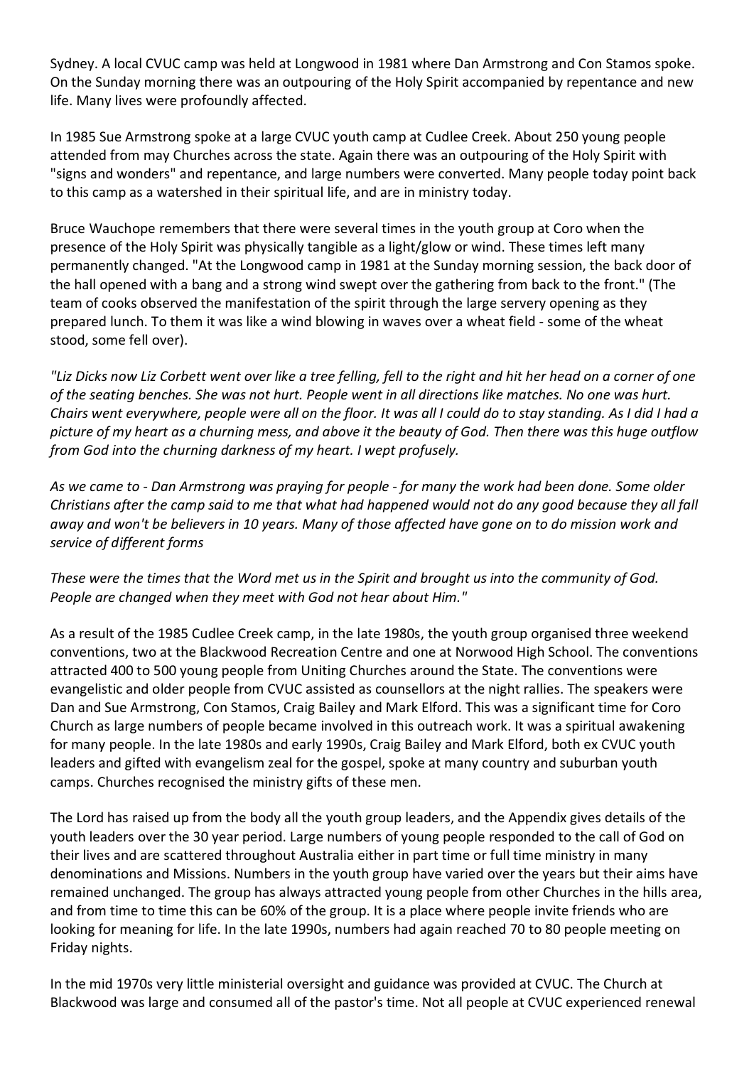Sydney. A local CVUC camp was held at Longwood in 1981 where Dan Armstrong and Con Stamos spoke. On the Sunday morning there was an outpouring of the Holy Spirit accompanied by repentance and new life. Many lives were profoundly affected.

In 1985 Sue Armstrong spoke at a large CVUC youth camp at Cudlee Creek. About 250 young people attended from may Churches across the state. Again there was an outpouring of the Holy Spirit with "signs and wonders" and repentance, and large numbers were converted. Many people today point back to this camp as a watershed in their spiritual life, and are in ministry today.

Bruce Wauchope remembers that there were several times in the youth group at Coro when the presence of the Holy Spirit was physically tangible as a light/glow or wind. These times left many permanently changed. "At the Longwood camp in 1981 at the Sunday morning session, the back door of the hall opened with a bang and a strong wind swept over the gathering from back to the front." (The team of cooks observed the manifestation of the spirit through the large servery opening as they prepared lunch. To them it was like a wind blowing in waves over a wheat field - some of the wheat stood, some fell over).

*"Liz Dicks now Liz Corbett went over like a tree felling, fell to the right and hit her head on a corner of one of the seating benches. She was not hurt. People went in all directions like matches. No one was hurt. Chairs went everywhere, people were all on the floor. It was all I could do to stay standing. As I did I had a picture of my heart as a churning mess, and above it the beauty of God. Then there was this huge outflow from God into the churning darkness of my heart. I wept profusely.*

*As we came to - Dan Armstrong was praying for people - for many the work had been done. Some older Christians after the camp said to me that what had happened would not do any good because they all fall away and won't be believers in 10 years. Many of those affected have gone on to do mission work and service of different forms*

*These were the times that the Word met us in the Spirit and brought us into the community of God. People are changed when they meet with God not hear about Him."*

As a result of the 1985 Cudlee Creek camp, in the late 1980s, the youth group organised three weekend conventions, two at the Blackwood Recreation Centre and one at Norwood High School. The conventions attracted 400 to 500 young people from Uniting Churches around the State. The conventions were evangelistic and older people from CVUC assisted as counsellors at the night rallies. The speakers were Dan and Sue Armstrong, Con Stamos, Craig Bailey and Mark Elford. This was a significant time for Coro Church as large numbers of people became involved in this outreach work. It was a spiritual awakening for many people. In the late 1980s and early 1990s, Craig Bailey and Mark Elford, both ex CVUC youth leaders and gifted with evangelism zeal for the gospel, spoke at many country and suburban youth camps. Churches recognised the ministry gifts of these men.

The Lord has raised up from the body all the youth group leaders, and the Appendix gives details of the youth leaders over the 30 year period. Large numbers of young people responded to the call of God on their lives and are scattered throughout Australia either in part time or full time ministry in many denominations and Missions. Numbers in the youth group have varied over the years but their aims have remained unchanged. The group has always attracted young people from other Churches in the hills area, and from time to time this can be 60% of the group. It is a place where people invite friends who are looking for meaning for life. In the late 1990s, numbers had again reached 70 to 80 people meeting on Friday nights.

In the mid 1970s very little ministerial oversight and guidance was provided at CVUC. The Church at Blackwood was large and consumed all of the pastor's time. Not all people at CVUC experienced renewal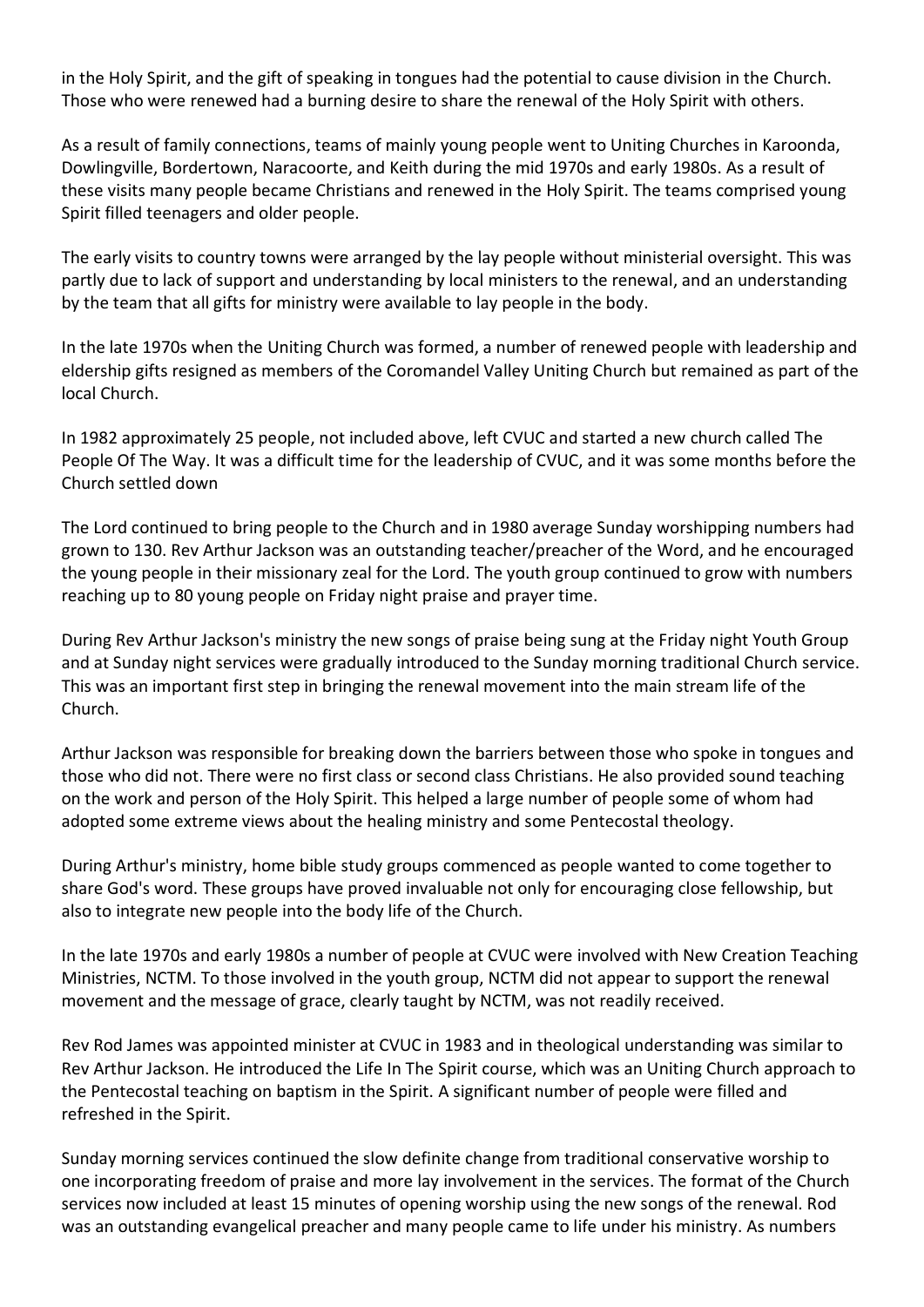in the Holy Spirit, and the gift of speaking in tongues had the potential to cause division in the Church. Those who were renewed had a burning desire to share the renewal of the Holy Spirit with others.

As a result of family connections, teams of mainly young people went to Uniting Churches in Karoonda, Dowlingville, Bordertown, Naracoorte, and Keith during the mid 1970s and early 1980s. As a result of these visits many people became Christians and renewed in the Holy Spirit. The teams comprised young Spirit filled teenagers and older people.

The early visits to country towns were arranged by the lay people without ministerial oversight. This was partly due to lack of support and understanding by local ministers to the renewal, and an understanding by the team that all gifts for ministry were available to lay people in the body.

In the late 1970s when the Uniting Church was formed, a number of renewed people with leadership and eldership gifts resigned as members of the Coromandel Valley Uniting Church but remained as part of the local Church.

In 1982 approximately 25 people, not included above, left CVUC and started a new church called The People Of The Way. It was a difficult time for the leadership of CVUC, and it was some months before the Church settled down

The Lord continued to bring people to the Church and in 1980 average Sunday worshipping numbers had grown to 130. Rev Arthur Jackson was an outstanding teacher/preacher of the Word, and he encouraged the young people in their missionary zeal for the Lord. The youth group continued to grow with numbers reaching up to 80 young people on Friday night praise and prayer time.

During Rev Arthur Jackson's ministry the new songs of praise being sung at the Friday night Youth Group and at Sunday night services were gradually introduced to the Sunday morning traditional Church service. This was an important first step in bringing the renewal movement into the main stream life of the Church.

Arthur Jackson was responsible for breaking down the barriers between those who spoke in tongues and those who did not. There were no first class or second class Christians. He also provided sound teaching on the work and person of the Holy Spirit. This helped a large number of people some of whom had adopted some extreme views about the healing ministry and some Pentecostal theology.

During Arthur's ministry, home bible study groups commenced as people wanted to come together to share God's word. These groups have proved invaluable not only for encouraging close fellowship, but also to integrate new people into the body life of the Church.

In the late 1970s and early 1980s a number of people at CVUC were involved with New Creation Teaching Ministries, NCTM. To those involved in the youth group, NCTM did not appear to support the renewal movement and the message of grace, clearly taught by NCTM, was not readily received.

Rev Rod James was appointed minister at CVUC in 1983 and in theological understanding was similar to Rev Arthur Jackson. He introduced the Life In The Spirit course, which was an Uniting Church approach to the Pentecostal teaching on baptism in the Spirit. A significant number of people were filled and refreshed in the Spirit.

Sunday morning services continued the slow definite change from traditional conservative worship to one incorporating freedom of praise and more lay involvement in the services. The format of the Church services now included at least 15 minutes of opening worship using the new songs of the renewal. Rod was an outstanding evangelical preacher and many people came to life under his ministry. As numbers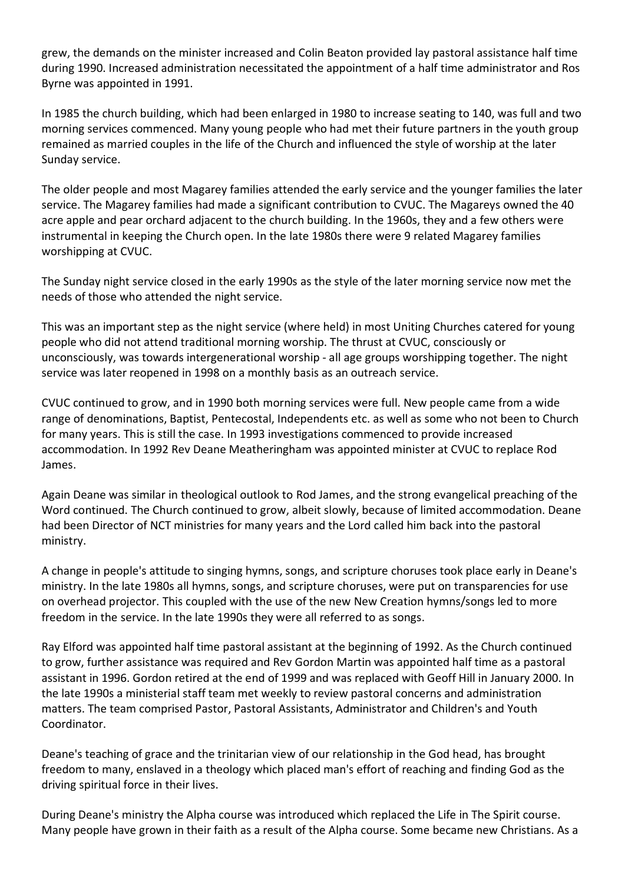grew, the demands on the minister increased and Colin Beaton provided lay pastoral assistance half time during 1990. Increased administration necessitated the appointment of a half time administrator and Ros Byrne was appointed in 1991.

In 1985 the church building, which had been enlarged in 1980 to increase seating to 140, was full and two morning services commenced. Many young people who had met their future partners in the youth group remained as married couples in the life of the Church and influenced the style of worship at the later Sunday service.

The older people and most Magarey families attended the early service and the younger families the later service. The Magarey families had made a significant contribution to CVUC. The Magareys owned the 40 acre apple and pear orchard adjacent to the church building. In the 1960s, they and a few others were instrumental in keeping the Church open. In the late 1980s there were 9 related Magarey families worshipping at CVUC.

The Sunday night service closed in the early 1990s as the style of the later morning service now met the needs of those who attended the night service.

This was an important step as the night service (where held) in most Uniting Churches catered for young people who did not attend traditional morning worship. The thrust at CVUC, consciously or unconsciously, was towards intergenerational worship - all age groups worshipping together. The night service was later reopened in 1998 on a monthly basis as an outreach service.

CVUC continued to grow, and in 1990 both morning services were full. New people came from a wide range of denominations, Baptist, Pentecostal, Independents etc. as well as some who not been to Church for many years. This is still the case. In 1993 investigations commenced to provide increased accommodation. In 1992 Rev Deane Meatheringham was appointed minister at CVUC to replace Rod James.

Again Deane was similar in theological outlook to Rod James, and the strong evangelical preaching of the Word continued. The Church continued to grow, albeit slowly, because of limited accommodation. Deane had been Director of NCT ministries for many years and the Lord called him back into the pastoral ministry.

A change in people's attitude to singing hymns, songs, and scripture choruses took place early in Deane's ministry. In the late 1980s all hymns, songs, and scripture choruses, were put on transparencies for use on overhead projector. This coupled with the use of the new New Creation hymns/songs led to more freedom in the service. In the late 1990s they were all referred to as songs.

Ray Elford was appointed half time pastoral assistant at the beginning of 1992. As the Church continued to grow, further assistance was required and Rev Gordon Martin was appointed half time as a pastoral assistant in 1996. Gordon retired at the end of 1999 and was replaced with Geoff Hill in January 2000. In the late 1990s a ministerial staff team met weekly to review pastoral concerns and administration matters. The team comprised Pastor, Pastoral Assistants, Administrator and Children's and Youth Coordinator.

Deane's teaching of grace and the trinitarian view of our relationship in the God head, has brought freedom to many, enslaved in a theology which placed man's effort of reaching and finding God as the driving spiritual force in their lives.

During Deane's ministry the Alpha course was introduced which replaced the Life in The Spirit course. Many people have grown in their faith as a result of the Alpha course. Some became new Christians. As a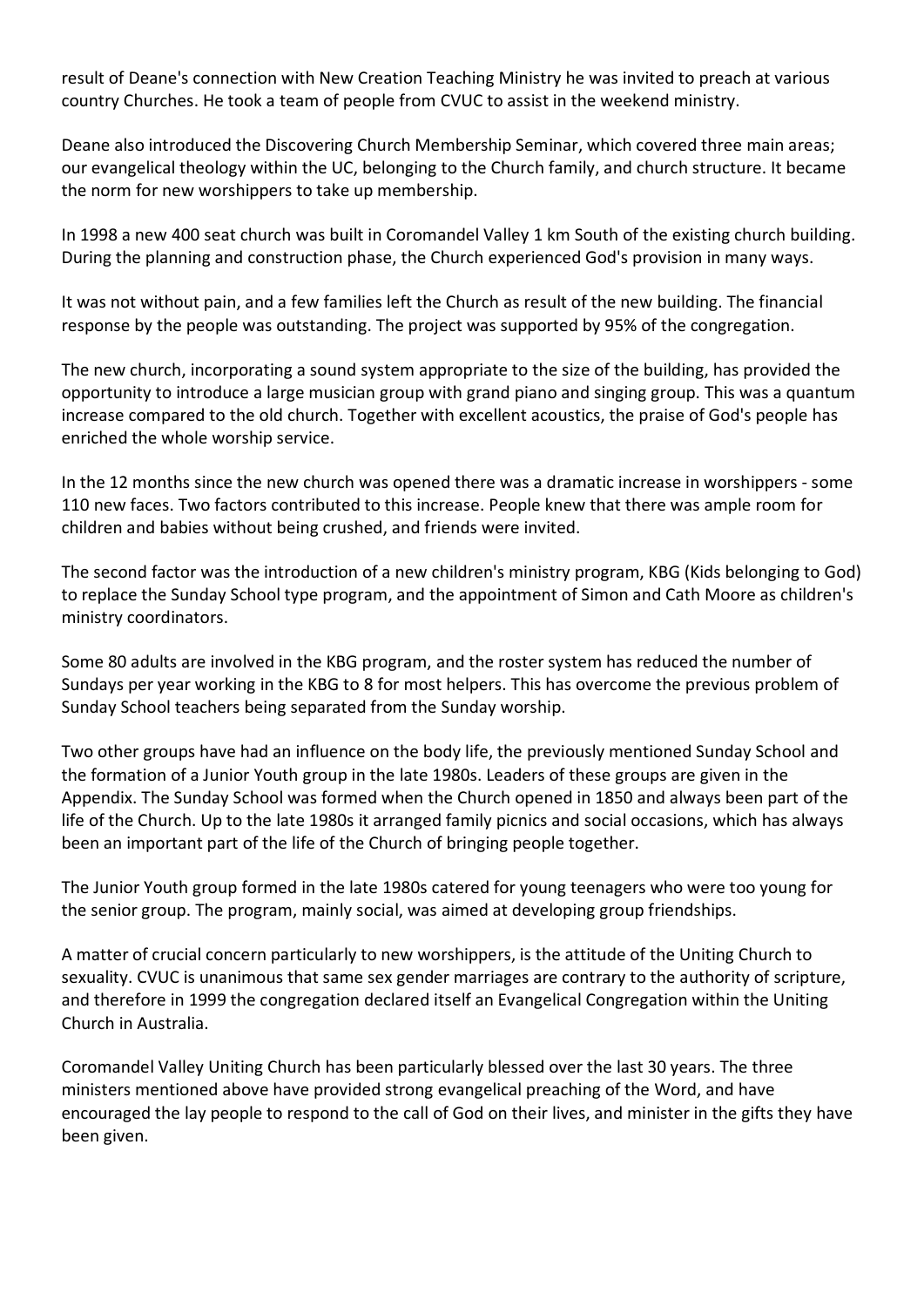result of Deane's connection with New Creation Teaching Ministry he was invited to preach at various country Churches. He took a team of people from CVUC to assist in the weekend ministry.

Deane also introduced the Discovering Church Membership Seminar, which covered three main areas; our evangelical theology within the UC, belonging to the Church family, and church structure. It became the norm for new worshippers to take up membership.

In 1998 a new 400 seat church was built in Coromandel Valley 1 km South of the existing church building. During the planning and construction phase, the Church experienced God's provision in many ways.

It was not without pain, and a few families left the Church as result of the new building. The financial response by the people was outstanding. The project was supported by 95% of the congregation.

The new church, incorporating a sound system appropriate to the size of the building, has provided the opportunity to introduce a large musician group with grand piano and singing group. This was a quantum increase compared to the old church. Together with excellent acoustics, the praise of God's people has enriched the whole worship service.

In the 12 months since the new church was opened there was a dramatic increase in worshippers - some 110 new faces. Two factors contributed to this increase. People knew that there was ample room for children and babies without being crushed, and friends were invited.

The second factor was the introduction of a new children's ministry program, KBG (Kids belonging to God) to replace the Sunday School type program, and the appointment of Simon and Cath Moore as children's ministry coordinators.

Some 80 adults are involved in the KBG program, and the roster system has reduced the number of Sundays per year working in the KBG to 8 for most helpers. This has overcome the previous problem of Sunday School teachers being separated from the Sunday worship.

Two other groups have had an influence on the body life, the previously mentioned Sunday School and the formation of a Junior Youth group in the late 1980s. Leaders of these groups are given in the Appendix. The Sunday School was formed when the Church opened in 1850 and always been part of the life of the Church. Up to the late 1980s it arranged family picnics and social occasions, which has always been an important part of the life of the Church of bringing people together.

The Junior Youth group formed in the late 1980s catered for young teenagers who were too young for the senior group. The program, mainly social, was aimed at developing group friendships.

A matter of crucial concern particularly to new worshippers, is the attitude of the Uniting Church to sexuality. CVUC is unanimous that same sex gender marriages are contrary to the authority of scripture, and therefore in 1999 the congregation declared itself an Evangelical Congregation within the Uniting Church in Australia.

Coromandel Valley Uniting Church has been particularly blessed over the last 30 years. The three ministers mentioned above have provided strong evangelical preaching of the Word, and have encouraged the lay people to respond to the call of God on their lives, and minister in the gifts they have been given.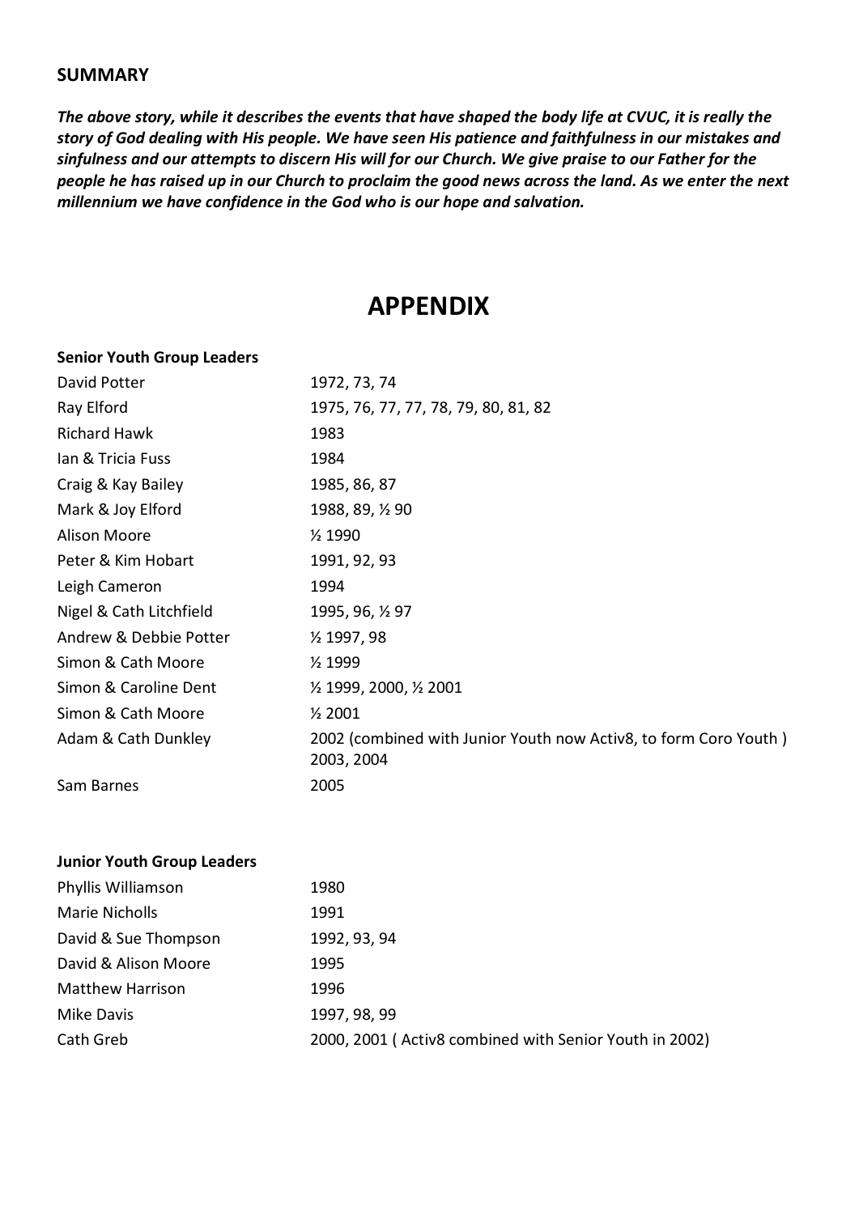### SUMMARY

***The above story, while it describes the events that have shaped the body life at CVUC, it is really the story of God dealing with His people. We have seen His patience and faithfulness in our mistakes and sinfulness and our attempts to discern His will for our Church. We give praise to our Father for the people he has raised up in our Church to proclaim the good news across the land. As we enter the next millennium we have confidence in the God who is our hope and salvation.***

# APPENDIX

**Senior Youth Group Leaders**

| | |
|---|---|
| David Potter | 1972, 73, 74 |
| Ray Elford | 1975, 76, 77, 77, 78, 79, 80, 81, 82 |
| Richard Hawk | 1983 |
| Ian & Tricia Fuss | 1984 |
| Craig & Kay Bailey | 1985, 86, 87 |
| Mark & Joy Elford | 1988, 89, ½ 90 |
| Alison Moore | ½ 1990 |
| Peter & Kim Hobart | 1991, 92, 93 |
| Leigh Cameron | 1994 |
| Nigel & Cath Litchfield | 1995, 96, ½ 97 |
| Andrew & Debbie Potter | ½ 1997, 98 |
| Simon & Cath Moore | ½ 1999 |
| Simon & Caroline Dent | ½ 1999, 2000, ½ 2001 |
| Simon & Cath Moore | ½ 2001 |
| Adam & Cath Dunkley | 2002 (combined with Junior Youth now Activ8, to form Coro Youth ) 2003, 2004 |
| Sam Barnes | 2005 |

**Junior Youth Group Leaders**

| | |
|---|---|
| Phyllis Williamson | 1980 |
| Marie Nicholls | 1991 |
| David & Sue Thompson | 1992, 93, 94 |
| David & Alison Moore | 1995 |
| Matthew Harrison | 1996 |
| Mike Davis | 1997, 98, 99 |
| Cath Greb | 2000, 2001 ( Activ8 combined with Senior Youth in 2002) |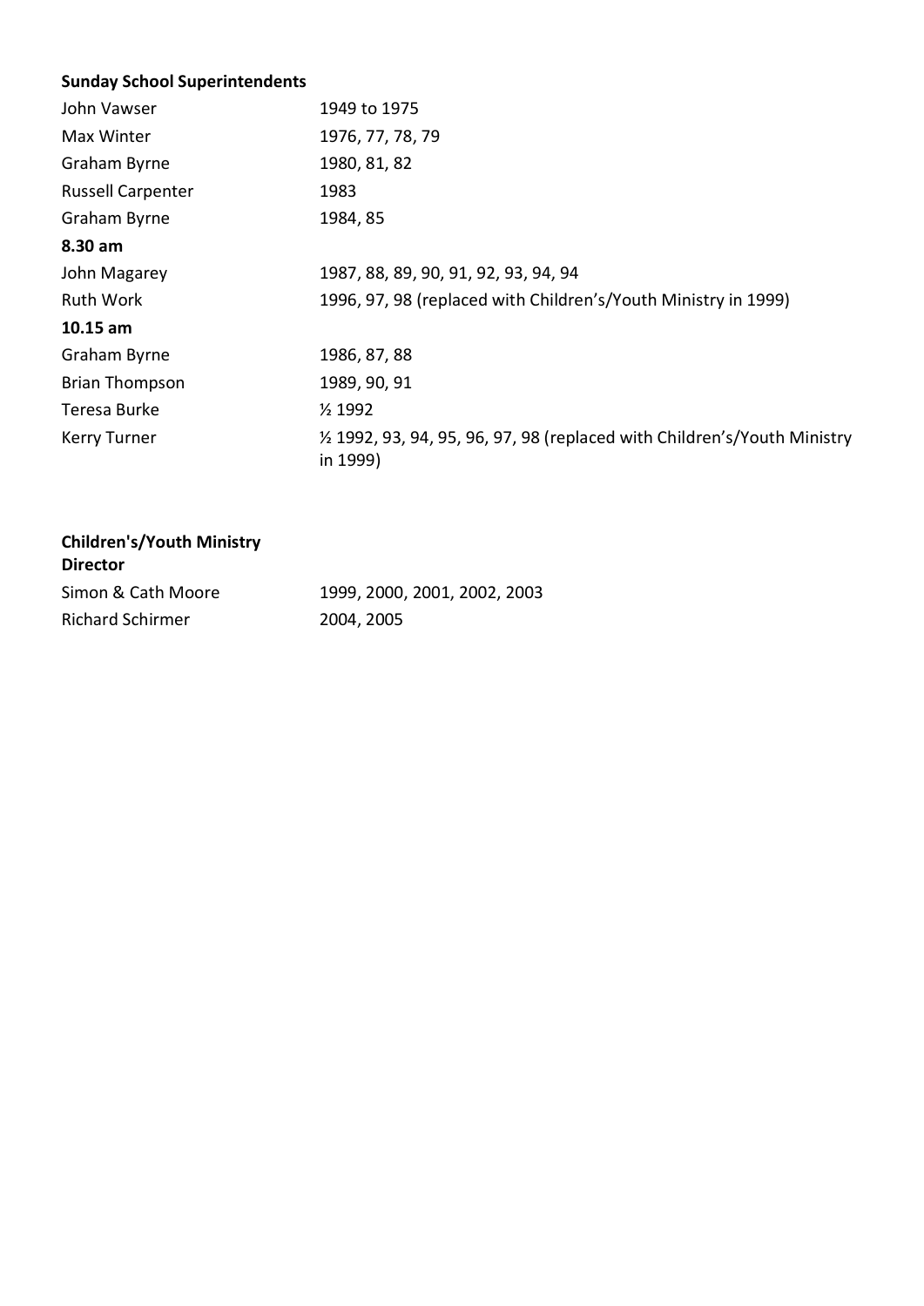**Sunday School Superintendents**

| | |
|---|---|
| John Vawser | 1949 to 1975 |
| Max Winter | 1976, 77, 78, 79 |
| Graham Byrne | 1980, 81, 82 |
| Russell Carpenter | 1983 |
| Graham Byrne | 1984, 85 |
| **8.30 am** | |
| John Magarey | 1987, 88, 89, 90, 91, 92, 93, 94, 94 |
| Ruth Work | 1996, 97, 98 (replaced with Children's/Youth Ministry in 1999) |
| **10.15 am** | |
| Graham Byrne | 1986, 87, 88 |
| Brian Thompson | 1989, 90, 91 |
| Teresa Burke | ½ 1992 |
| Kerry Turner | ½ 1992, 93, 94, 95, 96, 97, 98 (replaced with Children's/Youth Ministry in 1999) |

**Children's/Youth Ministry Director**

| | |
|---|---|
| Simon & Cath Moore | 1999, 2000, 2001, 2002, 2003 |
| Richard Schirmer | 2004, 2005 |